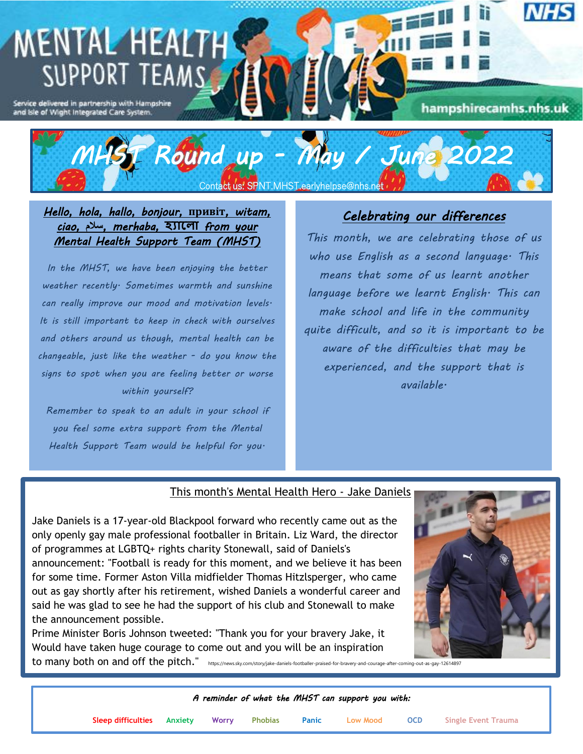# MENTAL HEALTH SUPPORT TEAMS

Service delivered in partnership with Hampshire and Isle of Wight Integrated Care System.

NHS

hampshirecamhs.nhs.uk

## MHST Round up - May / June 2022

Contact us: SPNT.MHST.earlyhelpse@nhs.net

### Hello, hola, hallo, bonjour, привіт, witam, ciao, سلام, merhaba, হ্যালো from your Mental Health Support Team (MHST)

*In the MHST, we have been enjoying the better weather recently. Sometimes warmth and sunshine can really improve our mood and motivation levels. It is still important to keep in check with ourselves and others around us though, mental health can be changeable, just like the weather - do you know the signs to spot when you are feeling better or worse within yourself?*

*Remember to speak to an adult in your school if you feel some extra support from the Mental Health Support Team would be helpful for you.*

### Celebrating our differences

*This month, we are celebrating those of us who use English as a second language. This means that some of us learnt another language before we learnt English. This can make school and life in the community quite difficult, and so it is important to be aware of the difficulties that may be experienced, and the support that is available.*

### This month's Mental Health Hero - Jake Daniels

Jake Daniels is a 17-year-old Blackpool forward who recently came out as the only openly gay male professional footballer in Britain. Liz Ward, the director of programmes at LGBTQ+ rights charity Stonewall, said of Daniels's announcement: "Football is ready for this moment, and we believe it has been for some time. Former Aston Villa midfielder Thomas Hitzlsperger, who came out as gay shortly after his retirement, wished Daniels a wonderful career and said he was glad to see he had the support of his club and Stonewall to make the announcement possible.

Prime Minister Boris Johnson tweeted: "Thank you for your bravery Jake, it Would have taken huge courage to come out and you will be an inspiration to many both on and off the pitch." https://news.sky.com/story/jake-daniels-footballer-praised-for-bravery-and-courage-after-coming-out-as-gay-12614897

*A reminder of what the MHST can support you with:*

Sleep difficulties | Anxiety | Worry | Phobias | Panic | Low Mood | OCD | Single Event Trauma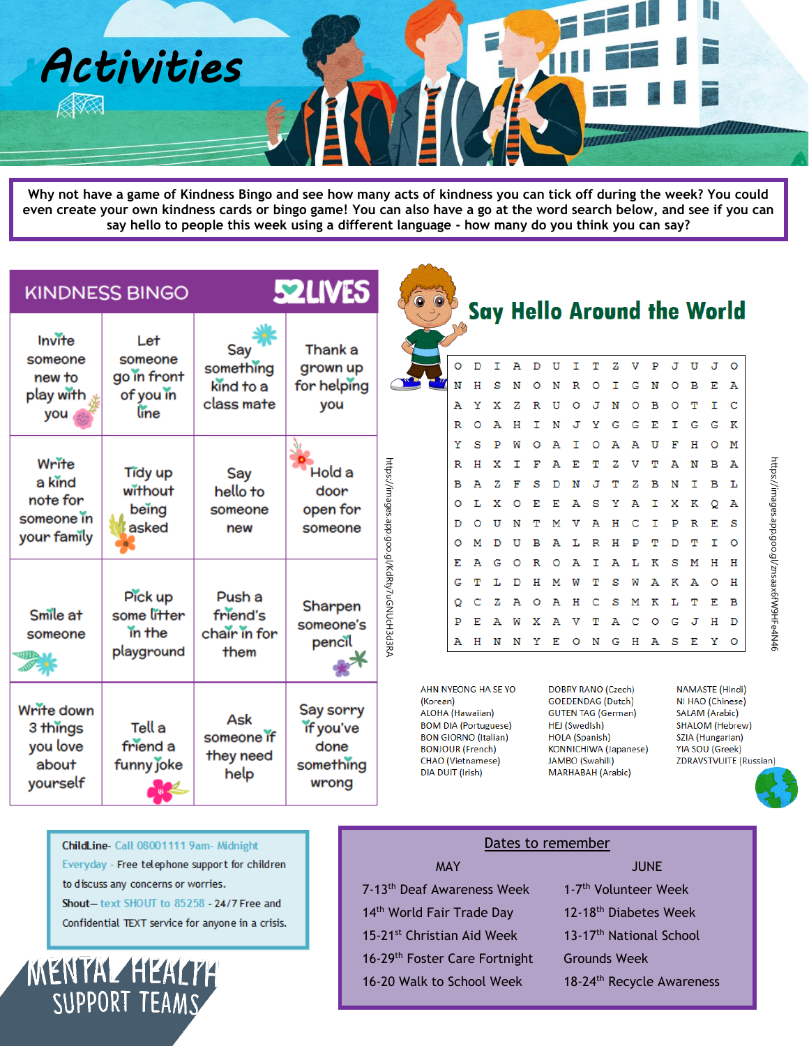# Activities

Why not have a game of Kindness Bingo and see how many acts of kindness you can tick off during the week? You could even create your own kindness cards or bingo game! You can also have a go at the word search below, and see if you can say hello to people this week using a different language - how many do you think you can say?

## KINDNESS BINGO

52LIVES

| | | | |
|---|---|---|---|
| Invite someone new to play with you | Let someone go in front of you in line | Say something kind to a class mate | Thank a grown up for helping you |
| Write a kind note for someone in your family | Tidy up without being asked | Say hello to someone new | Hold a door open for someone |
| Smile at someone | Pick up some litter in the playground | Push a friend's chair in for them | Sharpen someone's pencil |
| Write down 3 things you love about yourself | Tell a friend a funny joke | Ask someone if they need help | Say sorry if you've done something wrong |

https://images.app.goo.gl/KdRy7uGNUcHJd3RA

## Say Hello Around the World

| | | | | | | | | | | | | | | |
|---|---|---|---|---|---|---|---|---|---|---|---|---|---|---|
| O | D | I | A | D | U | I | T | Z | V | P | J | U | J | O |
| N | H | S | N | O | N | R | O | I | G | N | O | B | E | A |
| A | Y | X | Z | R | U | O | J | N | O | B | O | T | I | C |
| R | O | A | H | I | N | J | Y | G | G | E | I | G | G | K |
| Y | S | P | W | O | A | I | O | A | A | U | F | H | O | M |
| R | H | X | I | F | A | E | T | Z | V | T | A | N | B | A |
| B | A | Z | F | S | D | N | J | T | Z | B | N | I | B | L |
| O | L | X | O | E | E | A | S | Y | A | I | X | K | Q | A |
| D | O | U | N | T | M | V | A | H | C | I | P | R | E | S |
| O | M | D | U | B | A | L | R | H | P | T | D | T | I | O |
| E | A | G | O | R | O | A | I | A | L | K | S | M | H | H |
| G | T | L | D | H | M | W | T | S | W | A | K | A | O | H |
| Q | C | Z | A | O | A | H | C | S | M | K | L | T | E | B |
| P | E | A | W | X | A | V | T | A | C | O | G | J | H | D |
| A | H | N | N | Y | E | O | N | G | H | A | S | E | Y | O |

https://images.app.goo.gl/znsaax6fW9HFe4N46

- AHN NYEONG HA SE YO (Korean)
- ALOHA (Hawaiian)
- BOM DIA (Portuguese)
- BON GIORNO (Italian)
- BONJOUR (French)
- CHAO (Vietnamese)
- DIA DUIT (Irish)
- DOBRY RANO (Czech)
- GOEDENDAG (Dutch)
- GUTEN TAG (German)
- HEJ (Swedish)
- HOLA (Spanish)
- KONNICHIWA (Japanese)
- JAMBO (Swahili)
- MARHABAH (Arabic)
- NAMASTE (Hindi)
- NI HAO (Chinese)
- SALAM (Arabic)
- SHALOM (Hebrew)
- SZIA (Hungarian)
- YIA SOU (Greek)
- ZDRAVSTVUITE (Russian)

**ChildLine**- Call 08001111 9am- Midnight Everyday - Free telephone support for children to discuss any concerns or worries.

**Shout**— text SHOUT to 85258 - 24/7 Free and Confidential TEXT service for anyone in a crisis.

MENTAL HEALTH SUPPORT TEAMS

## Dates to remember

**MAY**

- 7-13th Deaf Awareness Week
- 14th World Fair Trade Day
- 15-21st Christian Aid Week
- 16-29th Foster Care Fortnight
- 16-20 Walk to School Week

**JUNE**

- 1-7th Volunteer Week
- 12-18th Diabetes Week
- 13-17th National School Grounds Week
- 18-24th Recycle Awareness